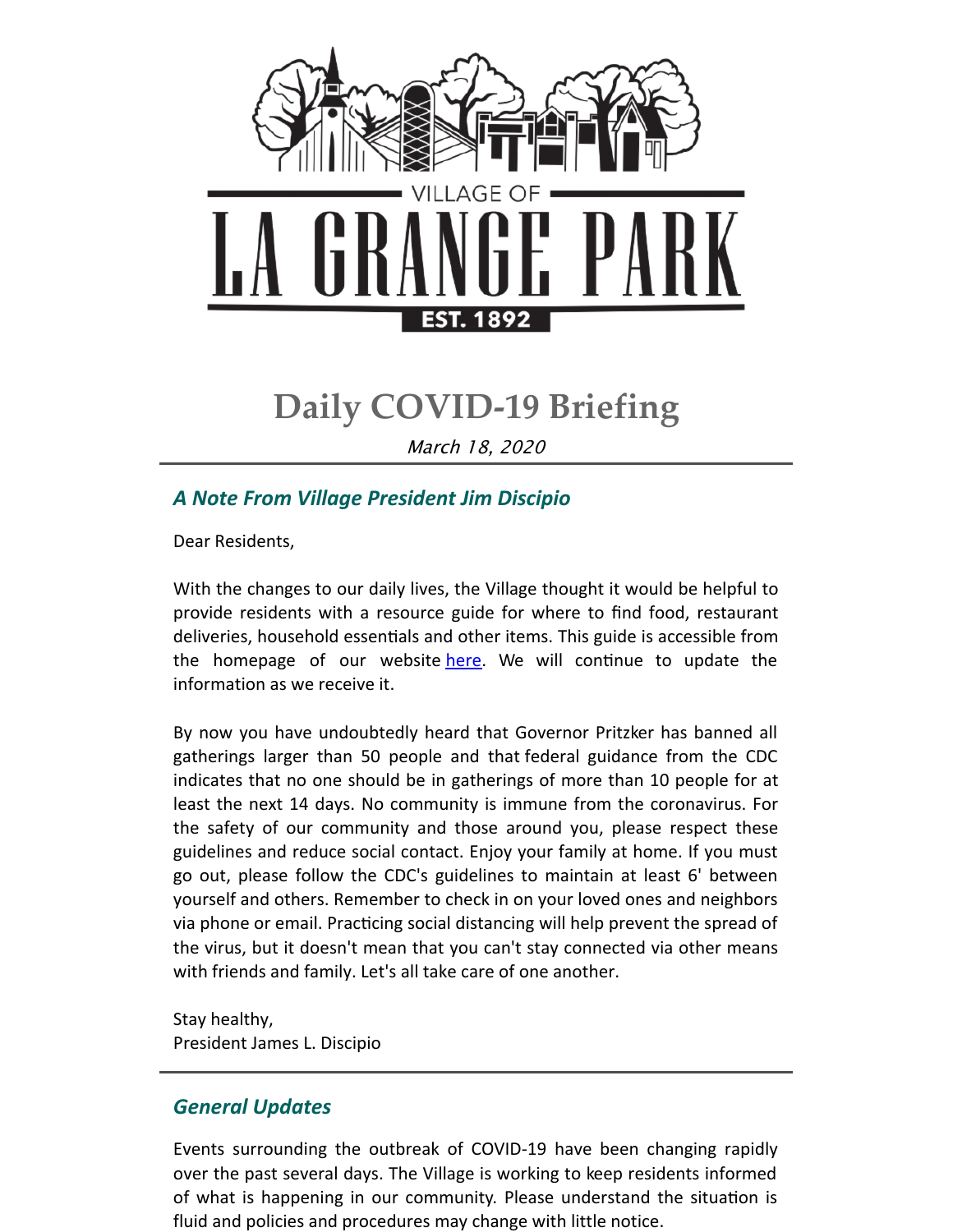VILLAGE OF

# LA GRANGE PARK

EST. 1892

# Daily COVID-19 Briefing

*March 18, 2020*

## *A Note From Village President Jim Discipio*

Dear Residents,

With the changes to our daily lives, the Village thought it would be helpful to provide residents with a resource guide for where to find food, restaurant deliveries, household essentials and other items. This guide is accessible from the homepage of our website here. We will continue to update the information as we receive it.

By now you have undoubtedly heard that Governor Pritzker has banned all gatherings larger than 50 people and that federal guidance from the CDC indicates that no one should be in gatherings of more than 10 people for at least the next 14 days. No community is immune from the coronavirus. For the safety of our community and those around you, please respect these guidelines and reduce social contact. Enjoy your family at home. If you must go out, please follow the CDC's guidelines to maintain at least 6' between yourself and others. Remember to check in on your loved ones and neighbors via phone or email. Practicing social distancing will help prevent the spread of the virus, but it doesn't mean that you can't stay connected via other means with friends and family. Let's all take care of one another.

Stay healthy,
President James L. Discipio

## *General Updates*

Events surrounding the outbreak of COVID-19 have been changing rapidly over the past several days. The Village is working to keep residents informed of what is happening in our community. Please understand the situation is fluid and policies and procedures may change with little notice.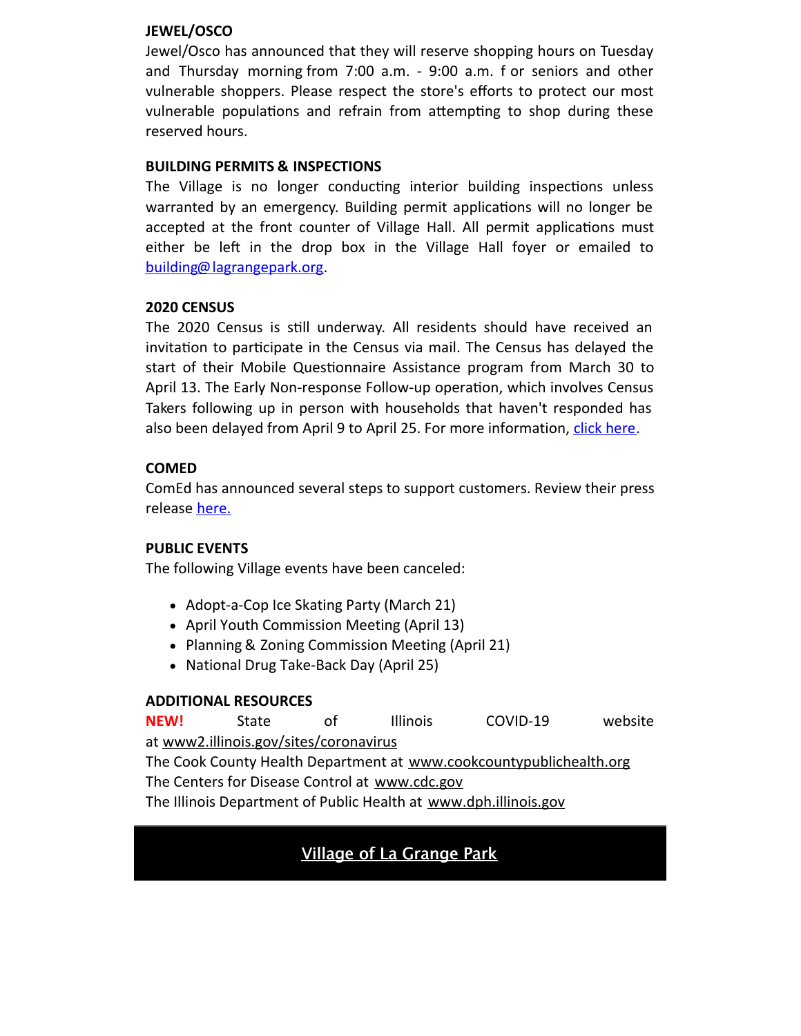**JEWEL/OSCO**

Jewel/Osco has announced that they will reserve shopping hours on Tuesday and Thursday morning from 7:00 a.m. - 9:00 a.m. f or seniors and other vulnerable shoppers. Please respect the store's efforts to protect our most vulnerable populations and refrain from attempting to shop during these reserved hours.

**BUILDING PERMITS & INSPECTIONS**

The Village is no longer conducting interior building inspections unless warranted by an emergency. Building permit applications will no longer be accepted at the front counter of Village Hall. All permit applications must either be left in the drop box in the Village Hall foyer or emailed to building@lagrangepark.org.

**2020 CENSUS**

The 2020 Census is still underway. All residents should have received an invitation to participate in the Census via mail. The Census has delayed the start of their Mobile Questionnaire Assistance program from March 30 to April 13. The Early Non-response Follow-up operation, which involves Census Takers following up in person with households that haven't responded has also been delayed from April 9 to April 25. For more information, click here.

**COMED**

ComEd has announced several steps to support customers. Review their press release here.

**PUBLIC EVENTS**

The following Village events have been canceled:

- Adopt-a-Cop Ice Skating Party (March 21)
- April Youth Commission Meeting (April 13)
- Planning & Zoning Commission Meeting (April 21)
- National Drug Take-Back Day (April 25)

**ADDITIONAL RESOURCES**

**NEW!** State of Illinois COVID-19 website at www2.illinois.gov/sites/coronavirus
The Cook County Health Department at www.cookcountypublichealth.org
The Centers for Disease Control at www.cdc.gov
The Illinois Department of Public Health at www.dph.illinois.gov

Village of La Grange Park